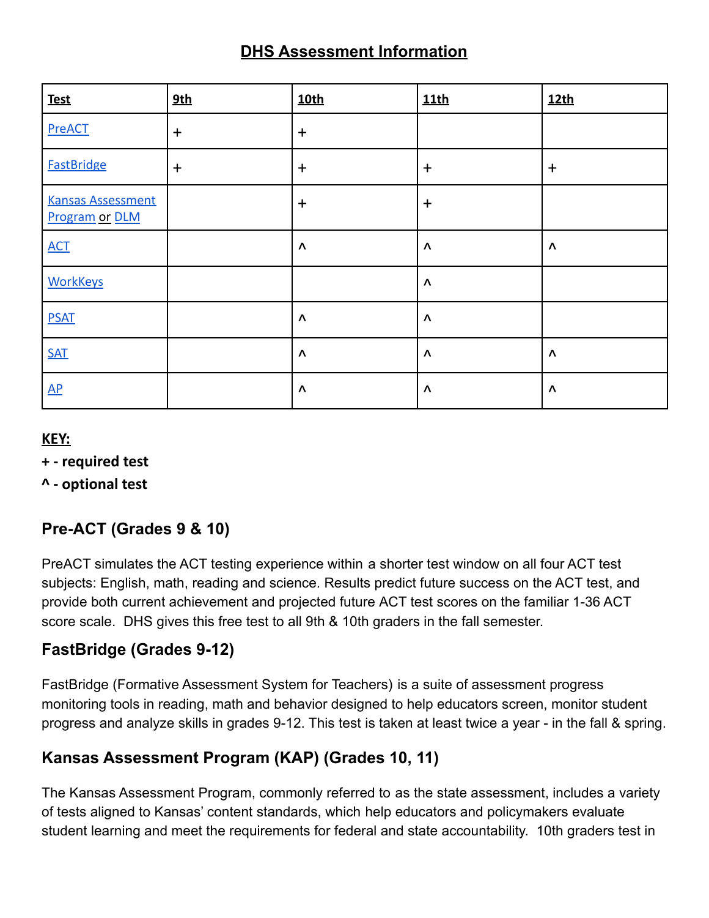# DHS Assessment Information

| Test | 9th | 10th | 11th | 12th |
|---|---|---|---|---|
| PreACT | + | + | | |
| FastBridge | + | + | + | + |
| Kansas Assessment Program or DLM | | + | + | |
| ACT | | ^ | ^ | ^ |
| WorkKeys | | | ^ | |
| PSAT | | ^ | ^ | |
| SAT | | ^ | ^ | ^ |
| AP | | ^ | ^ | ^ |

**KEY:**

**+ - required test**

**^ - optional test**

## Pre-ACT (Grades 9 & 10)

PreACT simulates the ACT testing experience within a shorter test window on all four ACT test subjects: English, math, reading and science. Results predict future success on the ACT test, and provide both current achievement and projected future ACT test scores on the familiar 1-36 ACT score scale. DHS gives this free test to all 9th & 10th graders in the fall semester.

## FastBridge (Grades 9-12)

FastBridge (Formative Assessment System for Teachers) is a suite of assessment progress monitoring tools in reading, math and behavior designed to help educators screen, monitor student progress and analyze skills in grades 9-12. This test is taken at least twice a year - in the fall & spring.

## Kansas Assessment Program (KAP) (Grades 10, 11)

The Kansas Assessment Program, commonly referred to as the state assessment, includes a variety of tests aligned to Kansas' content standards, which help educators and policymakers evaluate student learning and meet the requirements for federal and state accountability. 10th graders test in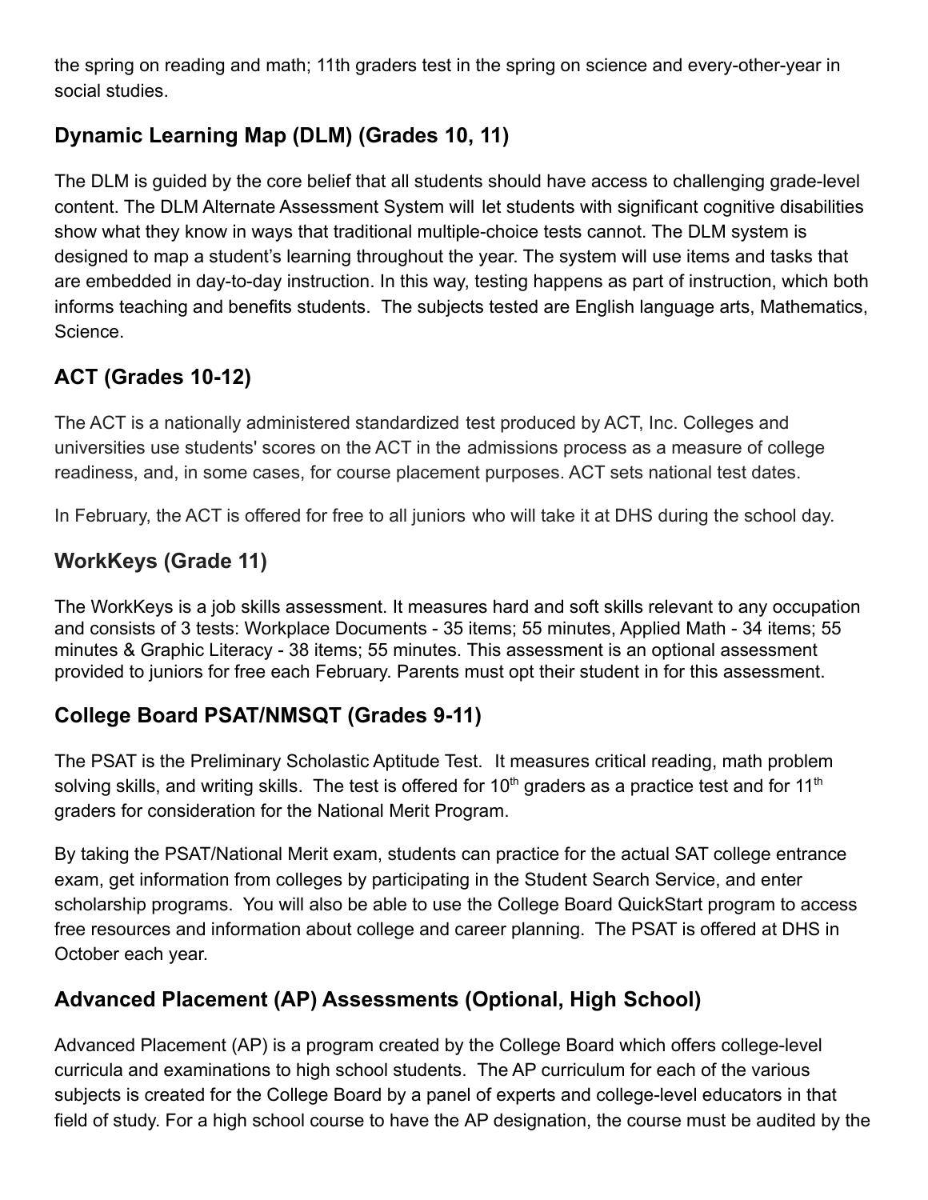the spring on reading and math; 11th graders test in the spring on science and every-other-year in social studies.

## Dynamic Learning Map (DLM) (Grades 10, 11)

The DLM is guided by the core belief that all students should have access to challenging grade-level content. The DLM Alternate Assessment System will let students with significant cognitive disabilities show what they know in ways that traditional multiple-choice tests cannot. The DLM system is designed to map a student's learning throughout the year. The system will use items and tasks that are embedded in day-to-day instruction. In this way, testing happens as part of instruction, which both informs teaching and benefits students. The subjects tested are English language arts, Mathematics, Science.

## ACT (Grades 10-12)

The ACT is a nationally administered standardized test produced by ACT, Inc. Colleges and universities use students' scores on the ACT in the admissions process as a measure of college readiness, and, in some cases, for course placement purposes. ACT sets national test dates.

In February, the ACT is offered for free to all juniors who will take it at DHS during the school day.

## WorkKeys (Grade 11)

The WorkKeys is a job skills assessment. It measures hard and soft skills relevant to any occupation and consists of 3 tests: Workplace Documents - 35 items; 55 minutes, Applied Math - 34 items; 55 minutes & Graphic Literacy - 38 items; 55 minutes. This assessment is an optional assessment provided to juniors for free each February. Parents must opt their student in for this assessment.

## College Board PSAT/NMSQT (Grades 9-11)

The PSAT is the Preliminary Scholastic Aptitude Test. It measures critical reading, math problem solving skills, and writing skills. The test is offered for 10th graders as a practice test and for 11th graders for consideration for the National Merit Program.

By taking the PSAT/National Merit exam, students can practice for the actual SAT college entrance exam, get information from colleges by participating in the Student Search Service, and enter scholarship programs. You will also be able to use the College Board QuickStart program to access free resources and information about college and career planning. The PSAT is offered at DHS in October each year.

## Advanced Placement (AP) Assessments (Optional, High School)

Advanced Placement (AP) is a program created by the College Board which offers college-level curricula and examinations to high school students. The AP curriculum for each of the various subjects is created for the College Board by a panel of experts and college-level educators in that field of study. For a high school course to have the AP designation, the course must be audited by the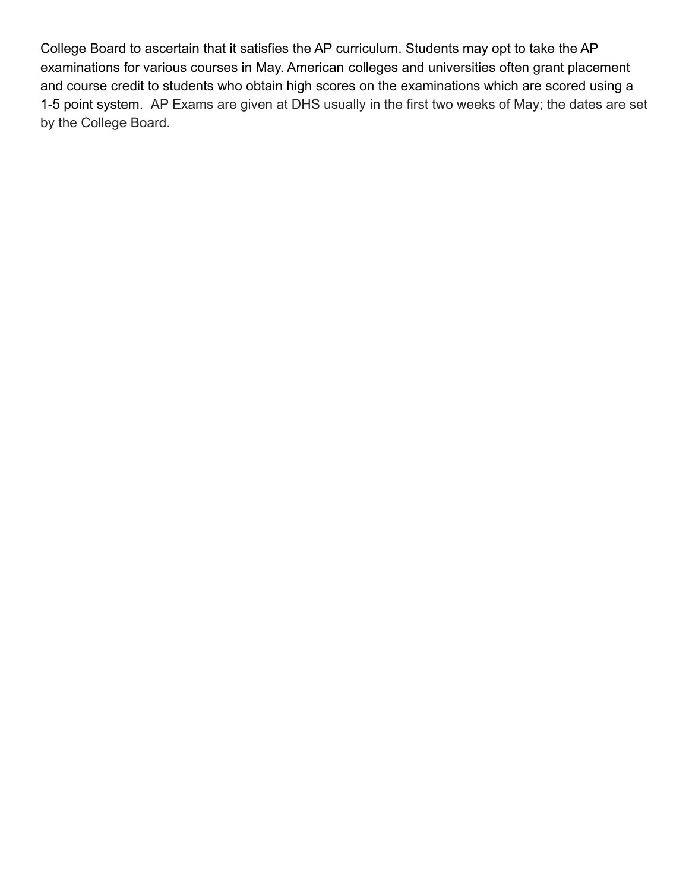College Board to ascertain that it satisfies the AP curriculum. Students may opt to take the AP examinations for various courses in May. American colleges and universities often grant placement and course credit to students who obtain high scores on the examinations which are scored using a 1-5 point system. AP Exams are given at DHS usually in the first two weeks of May; the dates are set by the College Board.